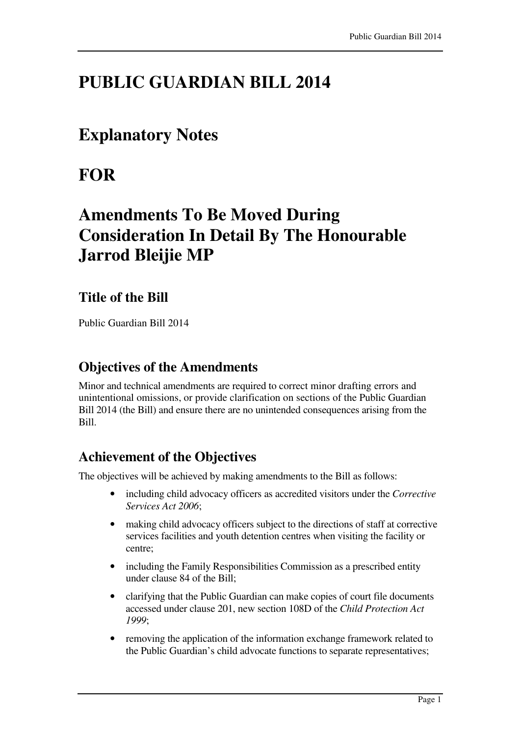# PUBLIC GUARDIAN BILL 2014

# Explanatory Notes

# FOR

# Amendments To Be Moved During Consideration In Detail By The Honourable Jarrod Bleijie MP

## Title of the Bill

Public Guardian Bill 2014

## Objectives of the Amendments

Minor and technical amendments are required to correct minor drafting errors and unintentional omissions, or provide clarification on sections of the Public Guardian Bill 2014 (the Bill) and ensure there are no unintended consequences arising from the Bill.

## Achievement of the Objectives

The objectives will be achieved by making amendments to the Bill as follows:

- including child advocacy officers as accredited visitors under the *Corrective Services Act 2006*;
- making child advocacy officers subject to the directions of staff at corrective services facilities and youth detention centres when visiting the facility or centre;
- including the Family Responsibilities Commission as a prescribed entity under clause 84 of the Bill;
- clarifying that the Public Guardian can make copies of court file documents accessed under clause 201, new section 108D of the *Child Protection Act 1999*;
- removing the application of the information exchange framework related to the Public Guardian's child advocate functions to separate representatives;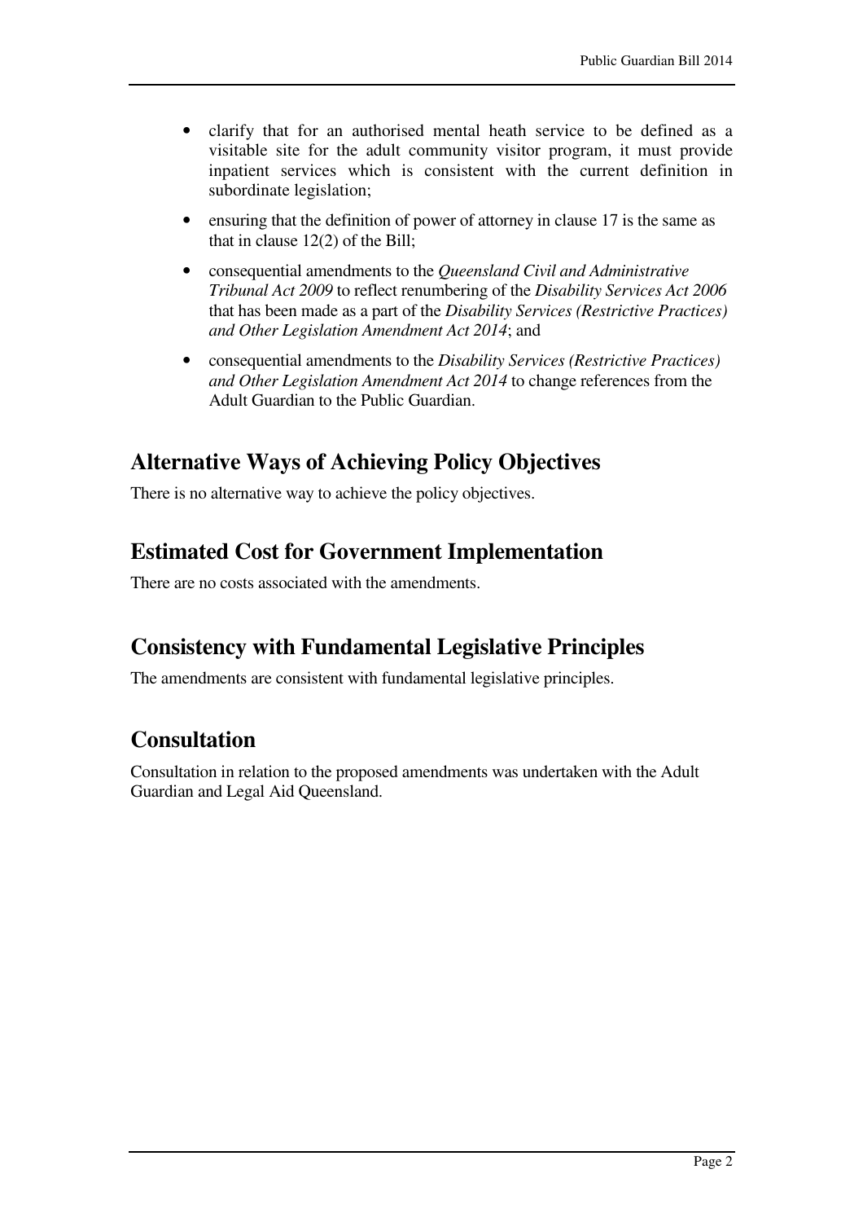- clarify that for an authorised mental heath service to be defined as a visitable site for the adult community visitor program, it must provide inpatient services which is consistent with the current definition in subordinate legislation;
- ensuring that the definition of power of attorney in clause 17 is the same as that in clause 12(2) of the Bill;
- consequential amendments to the *Queensland Civil and Administrative Tribunal Act 2009* to reflect renumbering of the *Disability Services Act 2006* that has been made as a part of the *Disability Services (Restrictive Practices) and Other Legislation Amendment Act 2014*; and
- consequential amendments to the *Disability Services (Restrictive Practices) and Other Legislation Amendment Act 2014* to change references from the Adult Guardian to the Public Guardian.

## Alternative Ways of Achieving Policy Objectives

There is no alternative way to achieve the policy objectives.

## Estimated Cost for Government Implementation

There are no costs associated with the amendments.

## Consistency with Fundamental Legislative Principles

The amendments are consistent with fundamental legislative principles.

## Consultation

Consultation in relation to the proposed amendments was undertaken with the Adult Guardian and Legal Aid Queensland.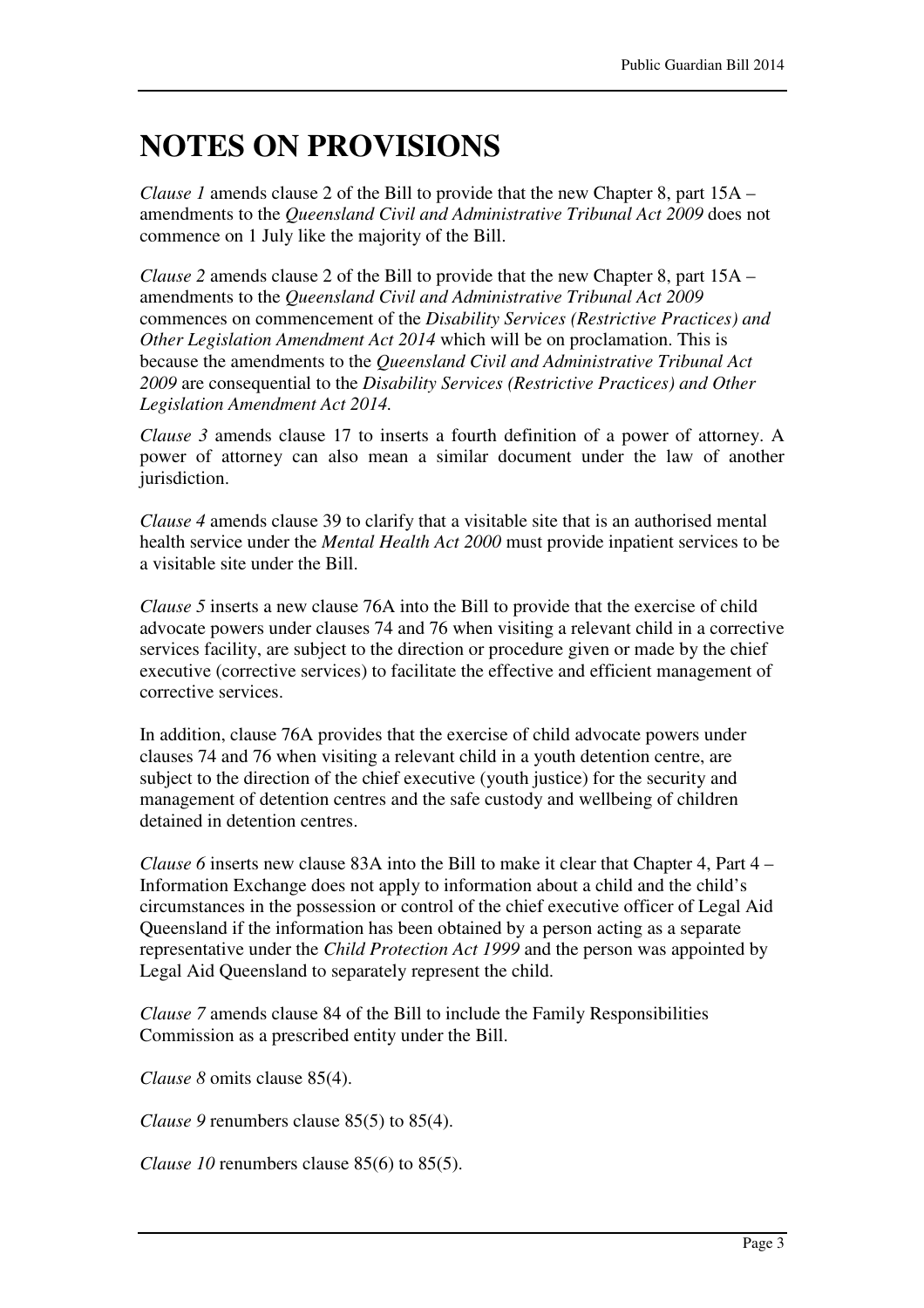# NOTES ON PROVISIONS

*Clause 1* amends clause 2 of the Bill to provide that the new Chapter 8, part 15A – amendments to the *Queensland Civil and Administrative Tribunal Act 2009* does not commence on 1 July like the majority of the Bill.

*Clause 2* amends clause 2 of the Bill to provide that the new Chapter 8, part 15A – amendments to the *Queensland Civil and Administrative Tribunal Act 2009* commences on commencement of the *Disability Services (Restrictive Practices) and Other Legislation Amendment Act 2014* which will be on proclamation. This is because the amendments to the *Queensland Civil and Administrative Tribunal Act 2009* are consequential to the *Disability Services (Restrictive Practices) and Other Legislation Amendment Act 2014.*

*Clause 3* amends clause 17 to inserts a fourth definition of a power of attorney. A power of attorney can also mean a similar document under the law of another jurisdiction.

*Clause 4* amends clause 39 to clarify that a visitable site that is an authorised mental health service under the *Mental Health Act 2000* must provide inpatient services to be a visitable site under the Bill.

*Clause 5* inserts a new clause 76A into the Bill to provide that the exercise of child advocate powers under clauses 74 and 76 when visiting a relevant child in a corrective services facility, are subject to the direction or procedure given or made by the chief executive (corrective services) to facilitate the effective and efficient management of corrective services.

In addition, clause 76A provides that the exercise of child advocate powers under clauses 74 and 76 when visiting a relevant child in a youth detention centre, are subject to the direction of the chief executive (youth justice) for the security and management of detention centres and the safe custody and wellbeing of children detained in detention centres.

*Clause 6* inserts new clause 83A into the Bill to make it clear that Chapter 4, Part 4 – Information Exchange does not apply to information about a child and the child's circumstances in the possession or control of the chief executive officer of Legal Aid Queensland if the information has been obtained by a person acting as a separate representative under the *Child Protection Act 1999* and the person was appointed by Legal Aid Queensland to separately represent the child.

*Clause 7* amends clause 84 of the Bill to include the Family Responsibilities Commission as a prescribed entity under the Bill.

*Clause 8* omits clause 85(4).

*Clause 9* renumbers clause 85(5) to 85(4).

*Clause 10* renumbers clause 85(6) to 85(5).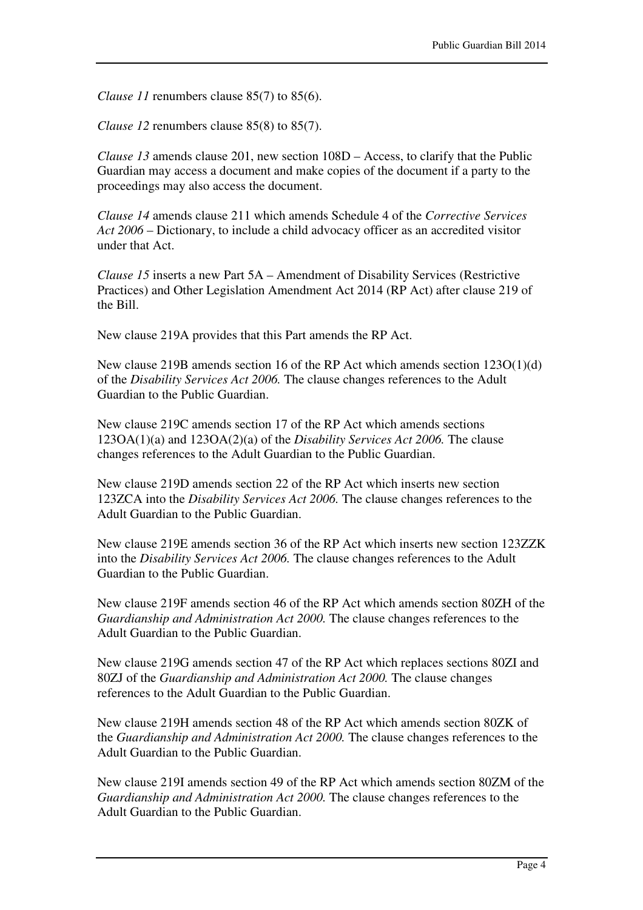*Clause 11* renumbers clause 85(7) to 85(6).

*Clause 12* renumbers clause 85(8) to 85(7).

*Clause 13* amends clause 201, new section 108D – Access, to clarify that the Public Guardian may access a document and make copies of the document if a party to the proceedings may also access the document.

*Clause 14* amends clause 211 which amends Schedule 4 of the *Corrective Services Act 2006* – Dictionary, to include a child advocacy officer as an accredited visitor under that Act.

*Clause 15* inserts a new Part 5A – Amendment of Disability Services (Restrictive Practices) and Other Legislation Amendment Act 2014 (RP Act) after clause 219 of the Bill.

New clause 219A provides that this Part amends the RP Act.

New clause 219B amends section 16 of the RP Act which amends section 123O(1)(d) of the *Disability Services Act 2006.* The clause changes references to the Adult Guardian to the Public Guardian.

New clause 219C amends section 17 of the RP Act which amends sections 123OA(1)(a) and 123OA(2)(a) of the *Disability Services Act 2006.* The clause changes references to the Adult Guardian to the Public Guardian.

New clause 219D amends section 22 of the RP Act which inserts new section 123ZCA into the *Disability Services Act 2006.* The clause changes references to the Adult Guardian to the Public Guardian.

New clause 219E amends section 36 of the RP Act which inserts new section 123ZZK into the *Disability Services Act 2006.* The clause changes references to the Adult Guardian to the Public Guardian.

New clause 219F amends section 46 of the RP Act which amends section 80ZH of the *Guardianship and Administration Act 2000.* The clause changes references to the Adult Guardian to the Public Guardian.

New clause 219G amends section 47 of the RP Act which replaces sections 80ZI and 80ZJ of the *Guardianship and Administration Act 2000.* The clause changes references to the Adult Guardian to the Public Guardian.

New clause 219H amends section 48 of the RP Act which amends section 80ZK of the *Guardianship and Administration Act 2000.* The clause changes references to the Adult Guardian to the Public Guardian.

New clause 219I amends section 49 of the RP Act which amends section 80ZM of the *Guardianship and Administration Act 2000.* The clause changes references to the Adult Guardian to the Public Guardian.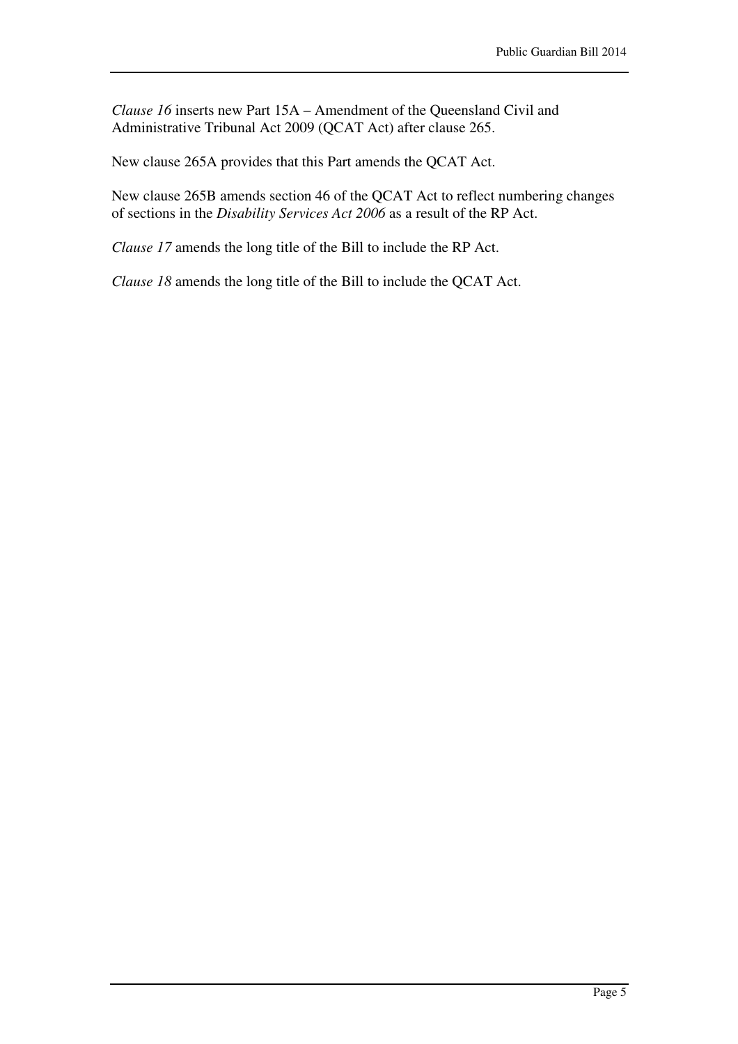*Clause 16* inserts new Part 15A – Amendment of the Queensland Civil and Administrative Tribunal Act 2009 (QCAT Act) after clause 265.

New clause 265A provides that this Part amends the QCAT Act.

New clause 265B amends section 46 of the QCAT Act to reflect numbering changes of sections in the *Disability Services Act 2006* as a result of the RP Act.

*Clause 17* amends the long title of the Bill to include the RP Act.

*Clause 18* amends the long title of the Bill to include the QCAT Act.